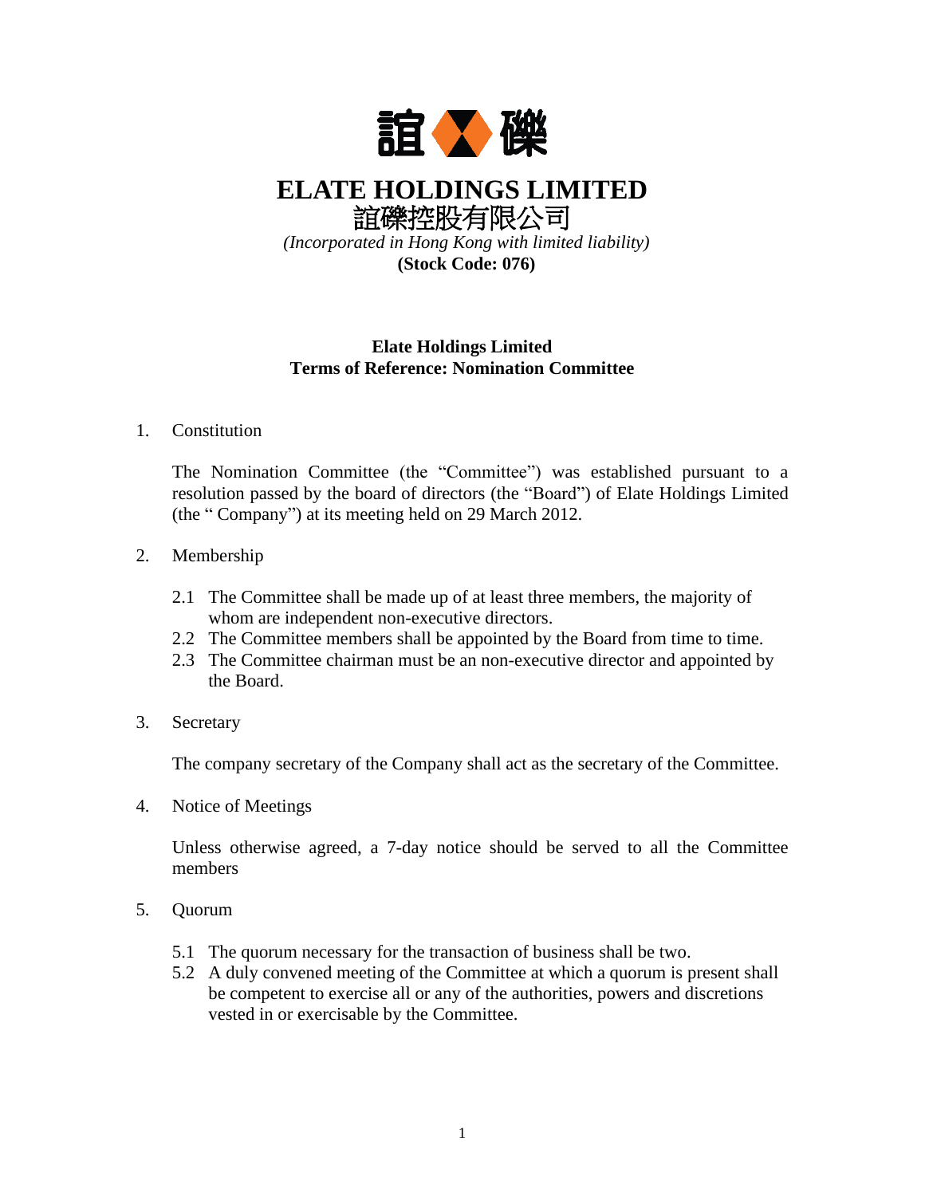# ELATE HOLDINGS LIMITED

# 誼礫控股有限公司

*(Incorporated in Hong Kong with limited liability)*

**(Stock Code: 076)**

## Elate Holdings Limited
## Terms of Reference: Nomination Committee

1. Constitution

   The Nomination Committee (the "Committee") was established pursuant to a resolution passed by the board of directors (the "Board") of Elate Holdings Limited (the " Company") at its meeting held on 29 March 2012.

2. Membership

   2.1 The Committee shall be made up of at least three members, the majority of whom are independent non-executive directors.
   2.2 The Committee members shall be appointed by the Board from time to time.
   2.3 The Committee chairman must be an non-executive director and appointed by the Board.

3. Secretary

   The company secretary of the Company shall act as the secretary of the Committee.

4. Notice of Meetings

   Unless otherwise agreed, a 7-day notice should be served to all the Committee members

5. Quorum

   5.1 The quorum necessary for the transaction of business shall be two.
   5.2 A duly convened meeting of the Committee at which a quorum is present shall be competent to exercise all or any of the authorities, powers and discretions vested in or exercisable by the Committee.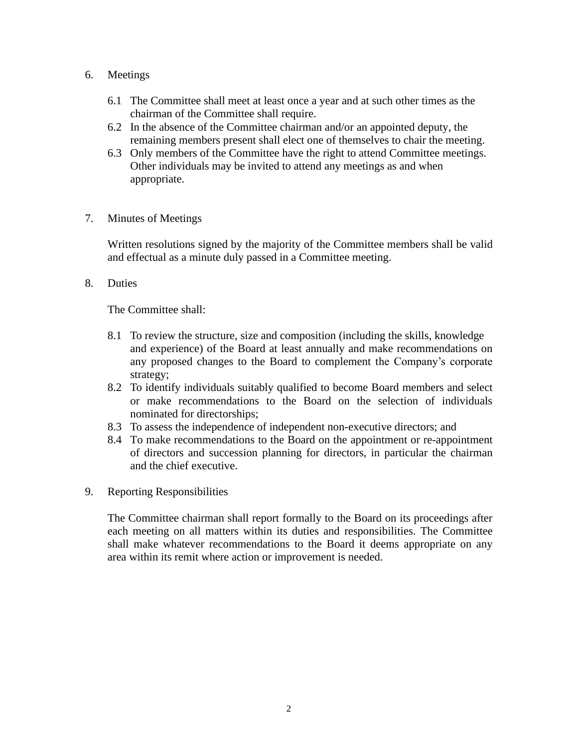6. Meetings

   6.1 The Committee shall meet at least once a year and at such other times as the chairman of the Committee shall require.
   6.2 In the absence of the Committee chairman and/or an appointed deputy, the remaining members present shall elect one of themselves to chair the meeting.
   6.3 Only members of the Committee have the right to attend Committee meetings. Other individuals may be invited to attend any meetings as and when appropriate.

7. Minutes of Meetings

   Written resolutions signed by the majority of the Committee members shall be valid and effectual as a minute duly passed in a Committee meeting.

8. Duties

   The Committee shall:

   8.1 To review the structure, size and composition (including the skills, knowledge and experience) of the Board at least annually and make recommendations on any proposed changes to the Board to complement the Company's corporate strategy;
   8.2 To identify individuals suitably qualified to become Board members and select or make recommendations to the Board on the selection of individuals nominated for directorships;
   8.3 To assess the independence of independent non-executive directors; and
   8.4 To make recommendations to the Board on the appointment or re-appointment of directors and succession planning for directors, in particular the chairman and the chief executive.

9. Reporting Responsibilities

   The Committee chairman shall report formally to the Board on its proceedings after each meeting on all matters within its duties and responsibilities. The Committee shall make whatever recommendations to the Board it deems appropriate on any area within its remit where action or improvement is needed.